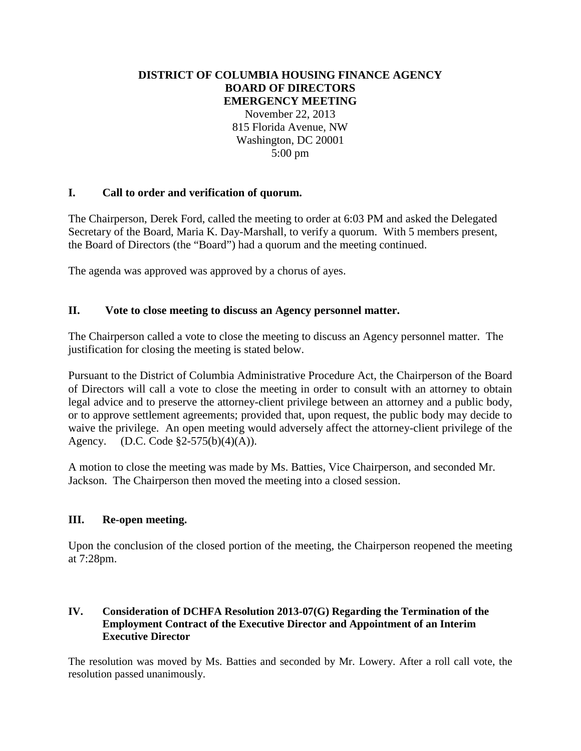**DISTRICT OF COLUMBIA HOUSING FINANCE AGENCY**
**BOARD OF DIRECTORS**
**EMERGENCY MEETING**

November 22, 2013
815 Florida Avenue, NW
Washington, DC 20001
5:00 pm

## I. Call to order and verification of quorum.

The Chairperson, Derek Ford, called the meeting to order at 6:03 PM and asked the Delegated Secretary of the Board, Maria K. Day-Marshall, to verify a quorum. With 5 members present, the Board of Directors (the "Board") had a quorum and the meeting continued.

The agenda was approved was approved by a chorus of ayes.

## II. Vote to close meeting to discuss an Agency personnel matter.

The Chairperson called a vote to close the meeting to discuss an Agency personnel matter. The justification for closing the meeting is stated below.

Pursuant to the District of Columbia Administrative Procedure Act, the Chairperson of the Board of Directors will call a vote to close the meeting in order to consult with an attorney to obtain legal advice and to preserve the attorney-client privilege between an attorney and a public body, or to approve settlement agreements; provided that, upon request, the public body may decide to waive the privilege. An open meeting would adversely affect the attorney-client privilege of the Agency. (D.C. Code §2-575(b)(4)(A)).

A motion to close the meeting was made by Ms. Batties, Vice Chairperson, and seconded Mr. Jackson. The Chairperson then moved the meeting into a closed session.

## III. Re-open meeting.

Upon the conclusion of the closed portion of the meeting, the Chairperson reopened the meeting at 7:28pm.

## IV. Consideration of DCHFA Resolution 2013-07(G) Regarding the Termination of the Employment Contract of the Executive Director and Appointment of an Interim Executive Director

The resolution was moved by Ms. Batties and seconded by Mr. Lowery. After a roll call vote, the resolution passed unanimously.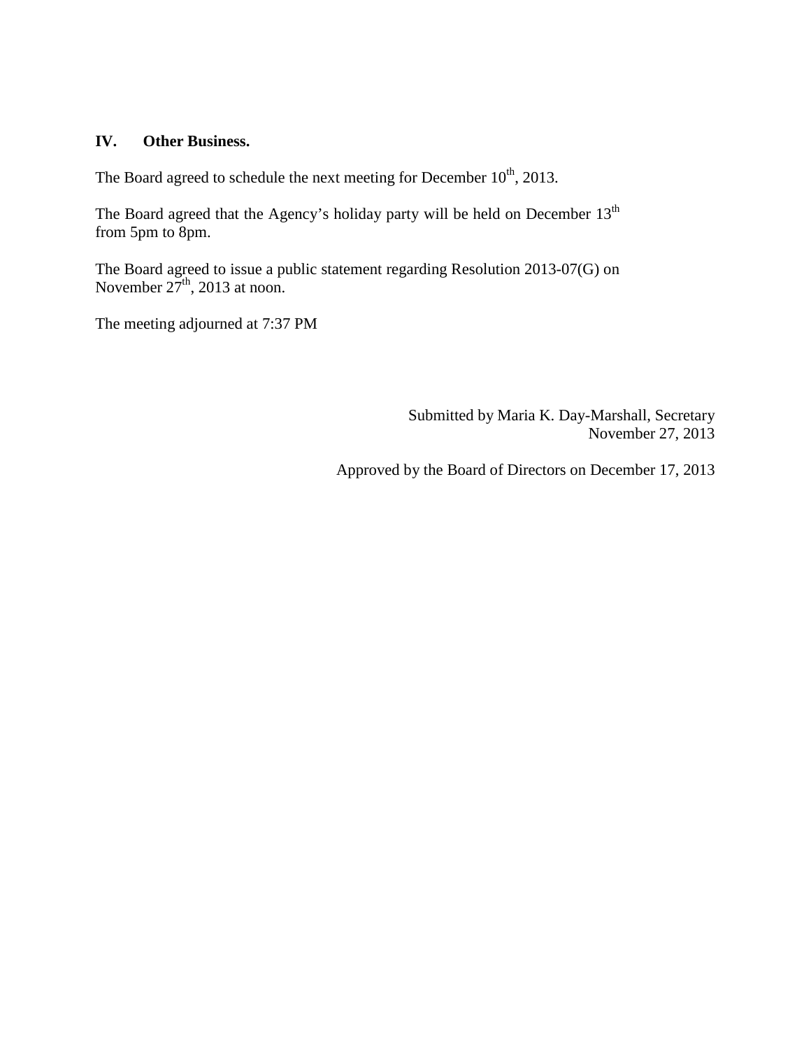## IV. Other Business.

The Board agreed to schedule the next meeting for December 10th, 2013.

The Board agreed that the Agency's holiday party will be held on December 13th from 5pm to 8pm.

The Board agreed to issue a public statement regarding Resolution 2013-07(G) on November 27th, 2013 at noon.

The meeting adjourned at 7:37 PM

Submitted by Maria K. Day-Marshall, Secretary
November 27, 2013

Approved by the Board of Directors on December 17, 2013